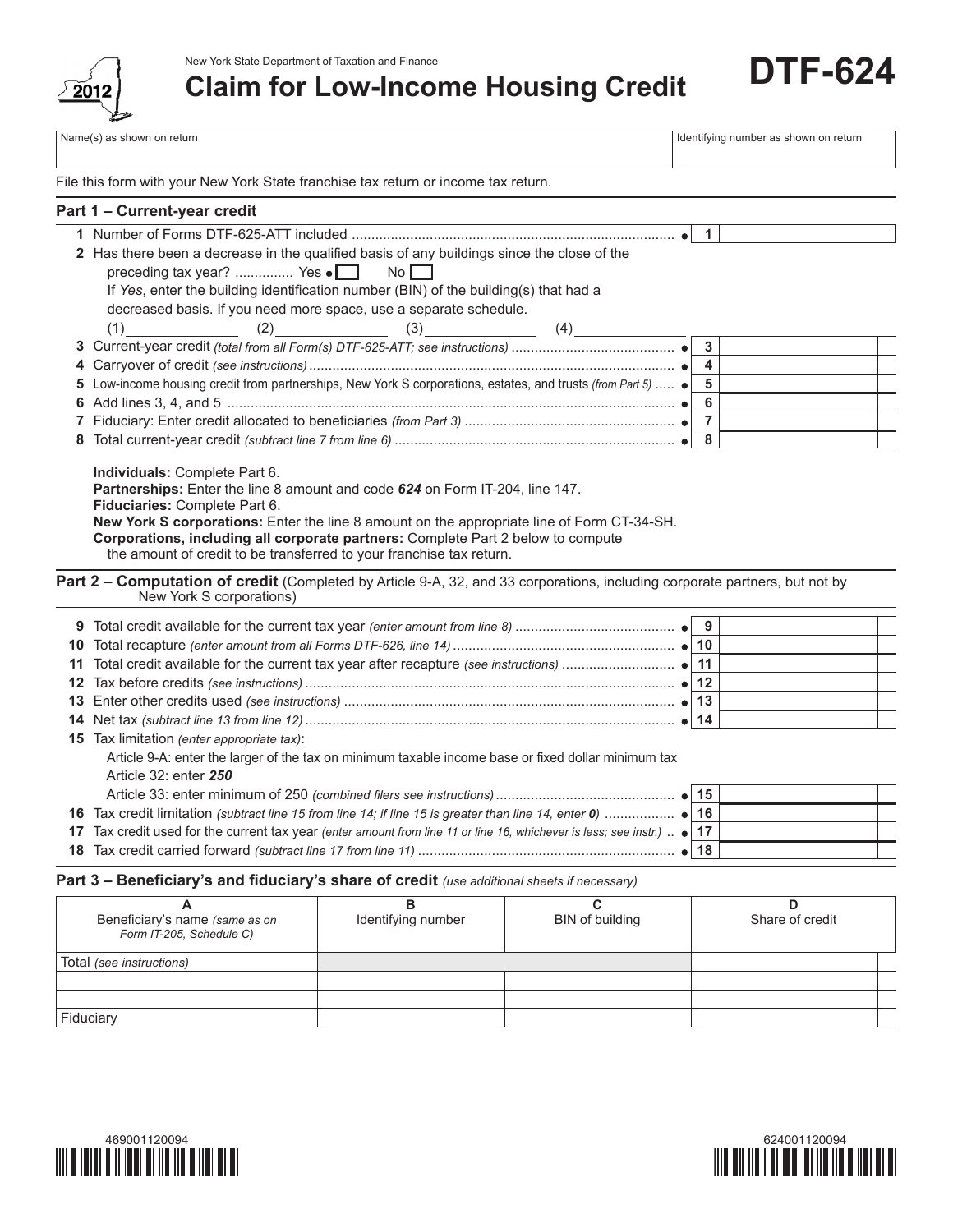New York State Department of Taxation and Finance

# Claim for Low-Income Housing Credit

**DTF-624**

2012

| Name(s) as shown on return | Identifying number as shown on return |
|---|---|
| | |

File this form with your New York State franchise tax return or income tax return.

## Part 1 – Current-year credit

**1** Number of Forms DTF-625-ATT included ● **1**

**2** Has there been a decrease in the qualified basis of any buildings since the close of the preceding tax year? ............... Yes ● ☐ No ☐

If *Yes*, enter the building identification number (BIN) of the building(s) that had a decreased basis. If you need more space, use a separate schedule.

(1)\_\_\_\_\_\_\_\_\_\_ (2)\_\_\_\_\_\_\_\_\_\_ (3)\_\_\_\_\_\_\_\_\_\_ (4)\_\_\_\_\_\_\_\_\_\_

| Line | Description | | Amount |
|---|---|---|---|
| 3 | Current-year credit *(total from all Form(s) DTF-625-ATT; see instructions)* | ● 3 | |
| 4 | Carryover of credit *(see instructions)* | ● 4 | |
| 5 | Low-income housing credit from partnerships, New York S corporations, estates, and trusts *(from Part 5)* | ● 5 | |
| 6 | Add lines 3, 4, and 5 | ● 6 | |
| 7 | Fiduciary: Enter credit allocated to beneficiaries *(from Part 3)* | ● 7 | |
| 8 | Total current-year credit *(subtract line 7 from line 6)* | ● 8 | |

**Individuals:** Complete Part 6.
**Partnerships:** Enter the line 8 amount and code ***624*** on Form IT-204, line 147.
**Fiduciaries:** Complete Part 6.
**New York S corporations:** Enter the line 8 amount on the appropriate line of Form CT-34-SH.
**Corporations, including all corporate partners:** Complete Part 2 below to compute the amount of credit to be transferred to your franchise tax return.

## Part 2 – Computation of credit (Completed by Article 9-A, 32, and 33 corporations, including corporate partners, but not by New York S corporations)

| Line | Description | | Amount |
|---|---|---|---|
| 9 | Total credit available for the current tax year *(enter amount from line 8)* | ● 9 | |
| 10 | Total recapture *(enter amount from all Forms DTF-626, line 14)* | ● 10 | |
| 11 | Total credit available for the current tax year after recapture *(see instructions)* | ● 11 | |
| 12 | Tax before credits *(see instructions)* | ● 12 | |
| 13 | Enter other credits used *(see instructions)* | ● 13 | |
| 14 | Net tax *(subtract line 13 from line 12)* | ● 14 | |
| 15 | Tax limitation *(enter appropriate tax)*: Article 9-A: enter the larger of the tax on minimum taxable income base or fixed dollar minimum tax; Article 32: enter ***250***; Article 33: enter minimum of 250 *(combined filers see instructions)* | ● 15 | |
| 16 | Tax credit limitation *(subtract line 15 from line 14; if line 15 is greater than line 14, enter 0)* | ● 16 | |
| 17 | Tax credit used for the current tax year *(enter amount from line 11 or line 16, whichever is less; see instr.)* | ● 17 | |
| 18 | Tax credit carried forward *(subtract line 17 from line 11)* | ● 18 | |

## Part 3 – Beneficiary's and fiduciary's share of credit *(use additional sheets if necessary)*

| A<br>Beneficiary's name *(same as on Form IT-205, Schedule C)* | B<br>Identifying number | C<br>BIN of building | D<br>Share of credit |
|---|---|---|---|
| Total *(see instructions)* | | | |
| | | | |
| | | | |
| Fiduciary | | | |

469001120094

624001120094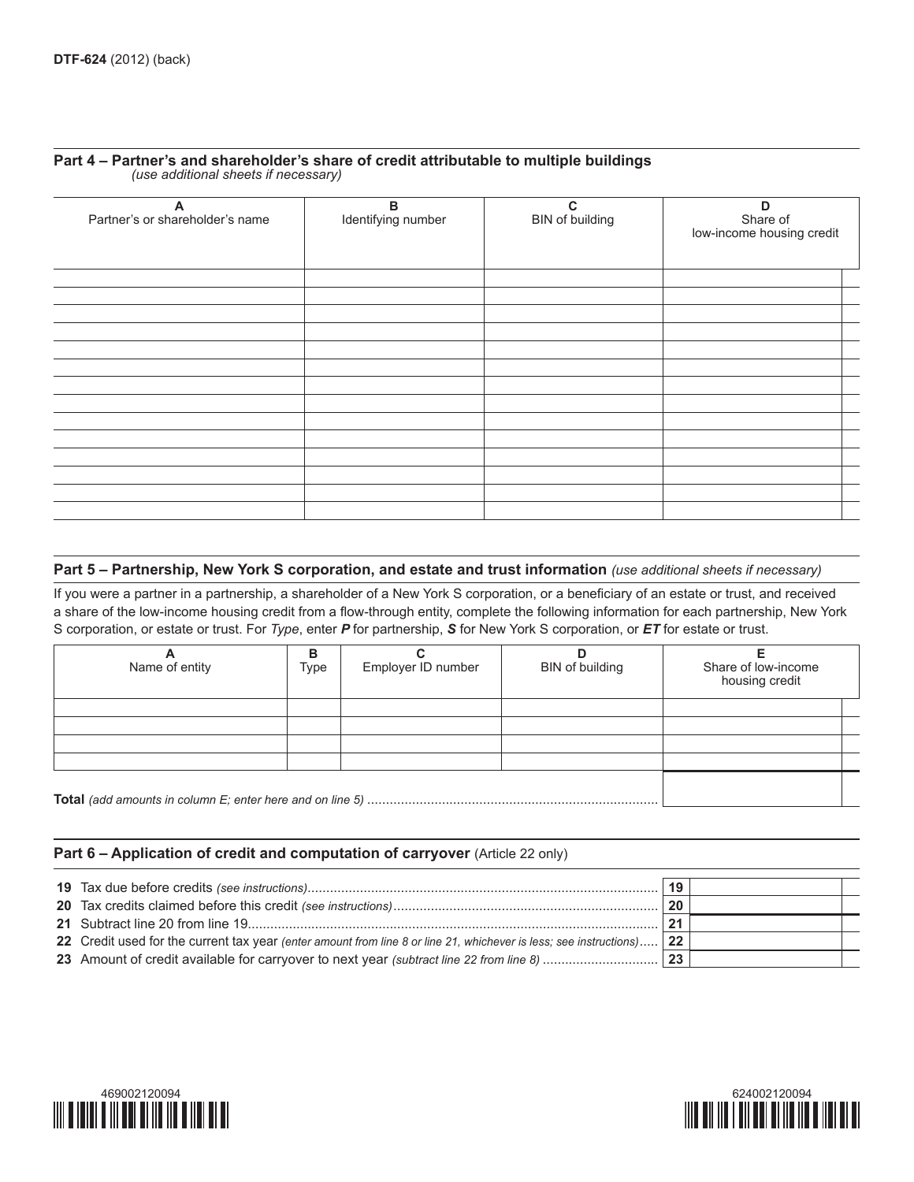DTF-624 (2012) (back)

## Part 4 – Partner's and shareholder's share of credit attributable to multiple buildings

*(use additional sheets if necessary)*

| A<br>Partner's or shareholder's name | B<br>Identifying number | C<br>BIN of building | D<br>Share of low-income housing credit |
|---|---|---|---|
| | | | |
| | | | |
| | | | |
| | | | |
| | | | |
| | | | |
| | | | |
| | | | |
| | | | |
| | | | |
| | | | |
| | | | |
| | | | |
| | | | |

## Part 5 – Partnership, New York S corporation, and estate and trust information *(use additional sheets if necessary)*

If you were a partner in a partnership, a shareholder of a New York S corporation, or a beneficiary of an estate or trust, and received a share of the low-income housing credit from a flow-through entity, complete the following information for each partnership, New York S corporation, or estate or trust. For *Type*, enter ***P*** for partnership, ***S*** for New York S corporation, or ***ET*** for estate or trust.

| A<br>Name of entity | B<br>Type | C<br>Employer ID number | D<br>BIN of building | E<br>Share of low-income housing credit |
|---|---|---|---|---|
| | | | | |
| | | | | |
| | | | | |
| | | | | |
| **Total** *(add amounts in column E; enter here and on line 5)* | | | | |

## Part 6 – Application of credit and computation of carryover (Article 22 only)

| | | | |
|---|---|---|---|
| **19** | Tax due before credits *(see instructions)* | **19** | |
| **20** | Tax credits claimed before this credit *(see instructions)* | **20** | |
| **21** | Subtract line 20 from line 19 | **21** | |
| **22** | Credit used for the current tax year *(enter amount from line 8 or line 21, whichever is less; see instructions)* | **22** | |
| **23** | Amount of credit available for carryover to next year *(subtract line 22 from line 8)* | **23** | |

469002120094

624002120094